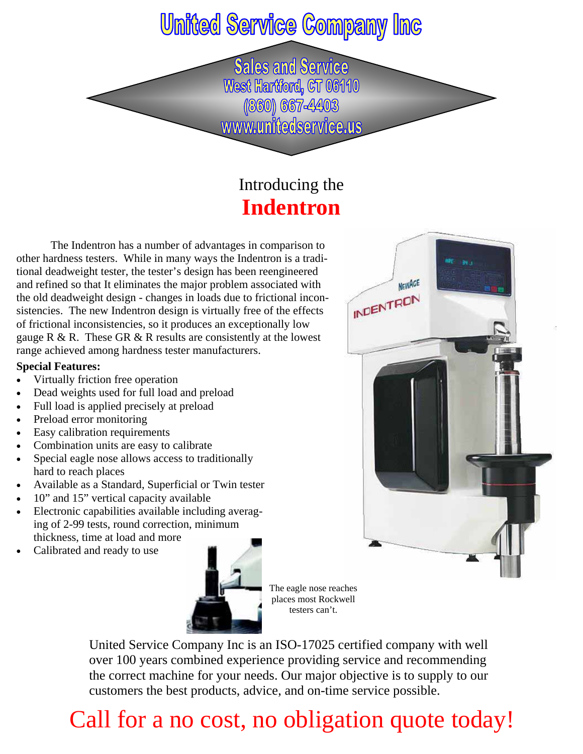# United Service Company Inc

**Sales and Service**
**West Hartford, CT 06110**
**(860) 667-4403**
**www.unitedservice.us**

## Introducing the
## Indentron

The Indentron has a number of advantages in comparison to other hardness testers. While in many ways the Indentron is a traditional deadweight tester, the tester's design has been reengineered and refined so that It eliminates the major problem associated with the old deadweight design - changes in loads due to frictional inconsistencies. The new Indentron design is virtually free of the effects of frictional inconsistencies, so it produces an exceptionally low gauge R & R. These GR & R results are consistently at the lowest range achieved among hardness tester manufacturers.

**Special Features:**

- Virtually friction free operation
- Dead weights used for full load and preload
- Full load is applied precisely at preload
- Preload error monitoring
- Easy calibration requirements
- Combination units are easy to calibrate
- Special eagle nose allows access to traditionally hard to reach places
- Available as a Standard, Superficial or Twin tester
- 10" and 15" vertical capacity available
- Electronic capabilities available including averaging of 2-99 tests, round correction, minimum thickness, time at load and more
- Calibrated and ready to use

The eagle nose reaches places most Rockwell testers can't.

United Service Company Inc is an ISO-17025 certified company with well over 100 years combined experience providing service and recommending the correct machine for your needs. Our major objective is to supply to our customers the best products, advice, and on-time service possible.

## Call for a no cost, no obligation quote today!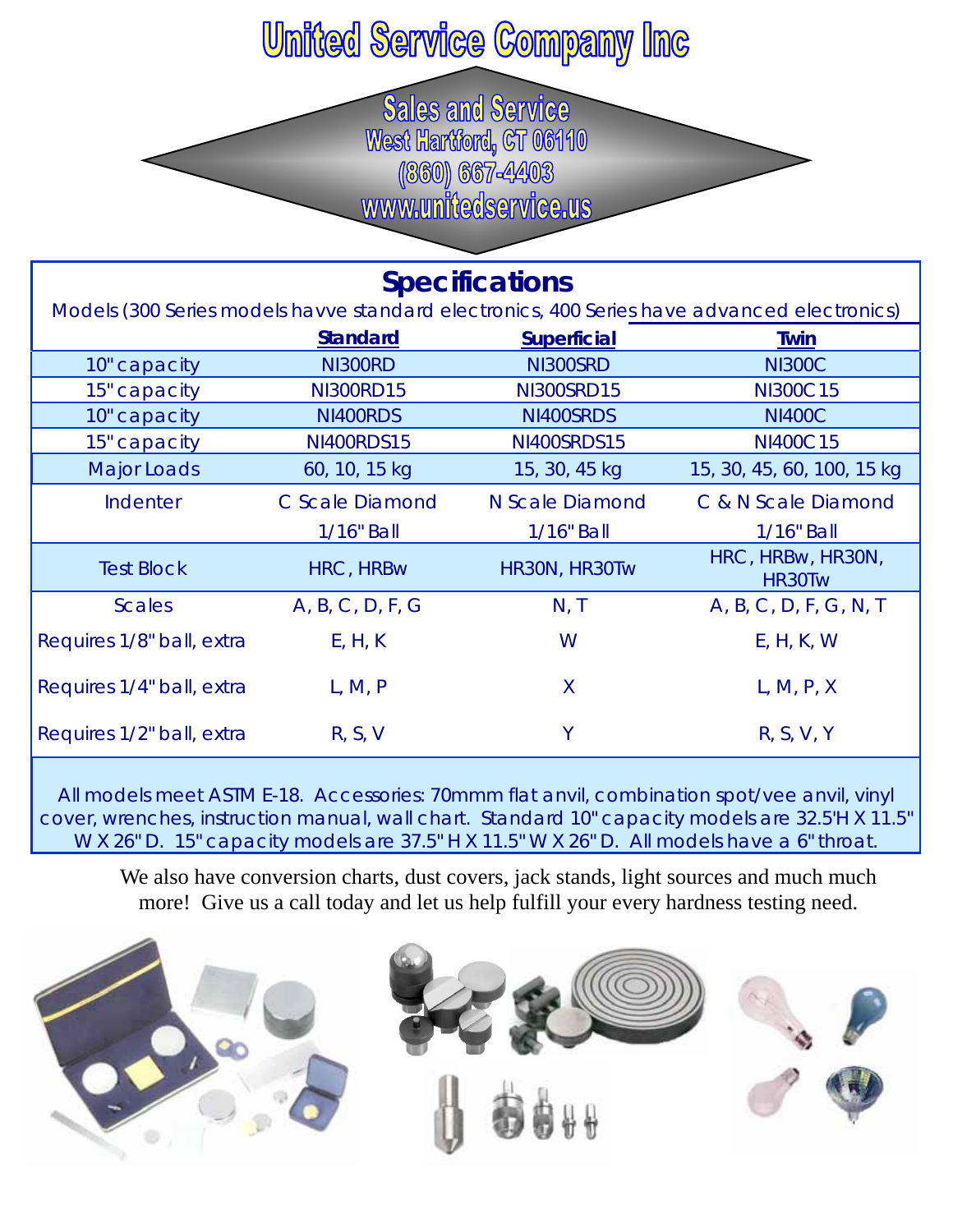# United Service Company Inc

**Sales and Service**
**West Hartford, CT 06110**
**(860) 667-4403**
**www.unitedservice.us**

## Specifications

Models (300 Series models havve standard electronics, 400 Series have advanced electronics)

| | **Standard** | **Superficial** | **Twin** |
|---|---|---|---|
| 10" capacity | NI300RD | NI300SRD | NI300C |
| 15" capacity | NI300RD15 | NI300SRD15 | NI300C15 |
| 10" capacity | NI400RDS | NI400SRDS | NI400C |
| 15" capacity | NI400RDS15 | NI400SRDS15 | NI400C15 |
| Major Loads | 60, 10, 15 kg | 15, 30, 45 kg | 15, 30, 45, 60, 100, 15 kg |
| Indenter | C Scale Diamond<br>1/16" Ball | N Scale Diamond<br>1/16" Ball | C & N Scale Diamond<br>1/16" Ball |
| Test Block | HRC, HRBw | HR30N, HR30Tw | HRC, HRBw, HR30N, HR30Tw |
| Scales | A, B, C, D, F, G | N, T | A, B, C, D, F, G, N, T |
| Requires 1/8" ball, extra | E, H, K | W | E, H, K, W |
| Requires 1/4" ball, extra | L, M, P | X | L, M, P, X |
| Requires 1/2" ball, extra | R, S, V | Y | R, S, V, Y |

All models meet ASTM E-18. Accessories: 70mmm flat anvil, combination spot/vee anvil, vinyl cover, wrenches, instruction manual, wall chart. Standard 10" capacity models are 32.5'H X 11.5" W X 26" D. 15" capacity models are 37.5" H X 11.5" W X 26" D. All models have a 6" throat.

We also have conversion charts, dust covers, jack stands, light sources and much much more! Give us a call today and let us help fulfill your every hardness testing need.